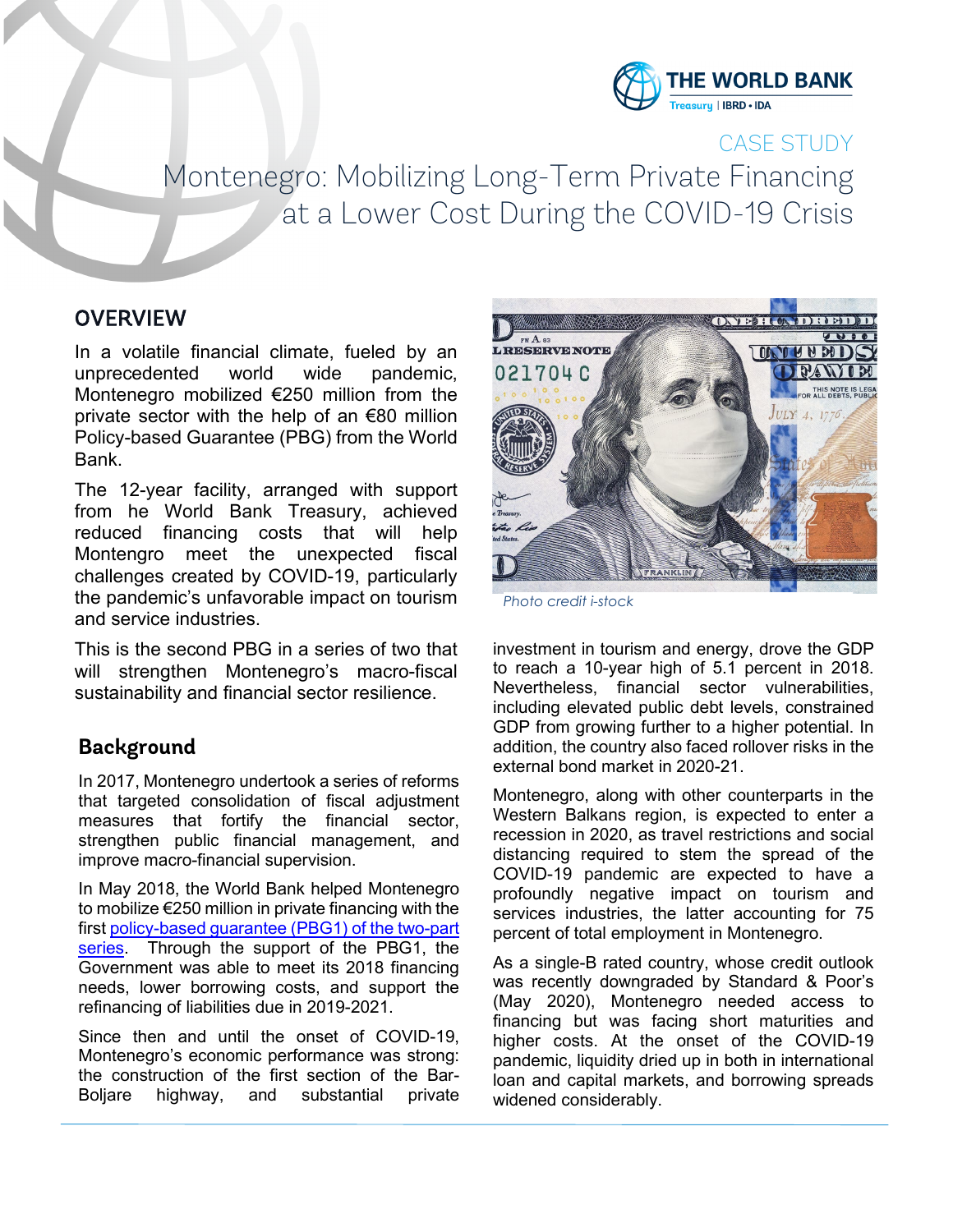CASE STUDY

# Montenegro: Mobilizing Long-Term Private Financing at a Lower Cost During the COVID-19 Crisis

## OVERVIEW

In a volatile financial climate, fueled by an unprecedented world wide pandemic, Montenegro mobilized €250 million from the private sector with the help of an €80 million Policy-based Guarantee (PBG) from the World Bank.

The 12-year facility, arranged with support from he World Bank Treasury, achieved reduced financing costs that will help Montengro meet the unexpected fiscal challenges created by COVID-19, particularly the pandemic's unfavorable impact on tourism and service industries.

This is the second PBG in a series of two that will strengthen Montenegro's macro-fiscal sustainability and financial sector resilience.

*Photo credit i-stock*

## Background

In 2017, Montenegro undertook a series of reforms that targeted consolidation of fiscal adjustment measures that fortify the financial sector, strengthen public financial management, and improve macro-financial supervision.

In May 2018, the World Bank helped Montenegro to mobilize €250 million in private financing with the first [policy-based guarantee (PBG1) of the two-part series](). Through the support of the PBG1, the Government was able to meet its 2018 financing needs, lower borrowing costs, and support the refinancing of liabilities due in 2019-2021.

Since then and until the onset of COVID-19, Montenegro's economic performance was strong: the construction of the first section of the Bar-Boljare highway, and substantial private investment in tourism and energy, drove the GDP to reach a 10-year high of 5.1 percent in 2018. Nevertheless, financial sector vulnerabilities, including elevated public debt levels, constrained GDP from growing further to a higher potential. In addition, the country also faced rollover risks in the external bond market in 2020-21.

Montenegro, along with other counterparts in the Western Balkans region, is expected to enter a recession in 2020, as travel restrictions and social distancing required to stem the spread of the COVID-19 pandemic are expected to have a profoundly negative impact on tourism and services industries, the latter accounting for 75 percent of total employment in Montenegro.

As a single-B rated country, whose credit outlook was recently downgraded by Standard & Poor's (May 2020), Montenegro needed access to financing but was facing short maturities and higher costs. At the onset of the COVID-19 pandemic, liquidity dried up in both in international loan and capital markets, and borrowing spreads widened considerably.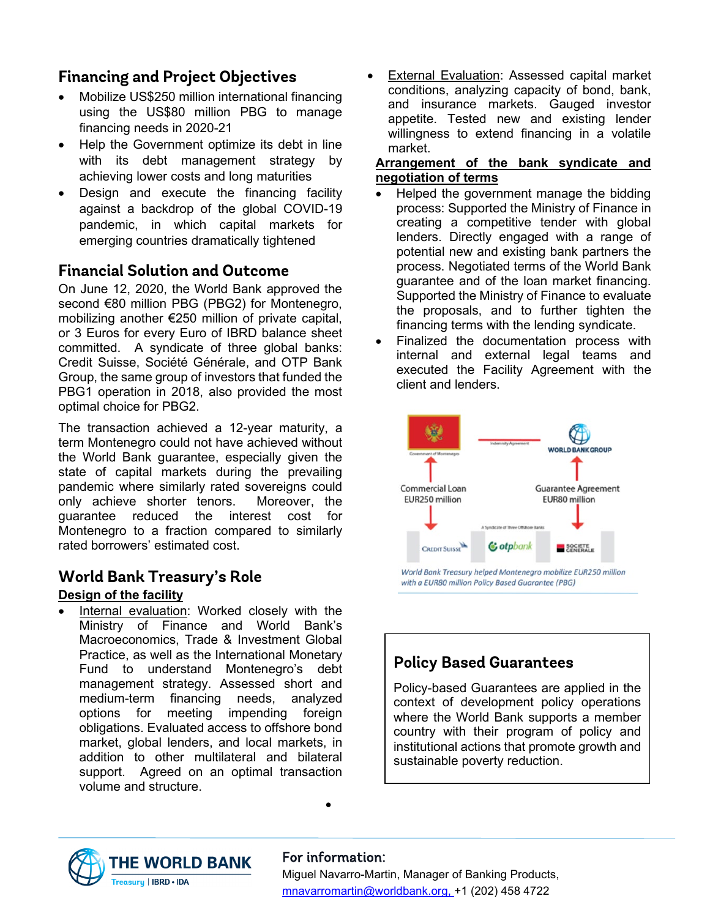## Financing and Project Objectives

- Mobilize US$250 million international financing using the US$80 million PBG to manage financing needs in 2020-21
- Help the Government optimize its debt in line with its debt management strategy by achieving lower costs and long maturities
- Design and execute the financing facility against a backdrop of the global COVID-19 pandemic, in which capital markets for emerging countries dramatically tightened

## Financial Solution and Outcome

On June 12, 2020, the World Bank approved the second €80 million PBG (PBG2) for Montenegro, mobilizing another €250 million of private capital, or 3 Euros for every Euro of IBRD balance sheet committed. A syndicate of three global banks: Credit Suisse, Société Générale, and OTP Bank Group, the same group of investors that funded the PBG1 operation in 2018, also provided the most optimal choice for PBG2.

The transaction achieved a 12-year maturity, a term Montenegro could not have achieved without the World Bank guarantee, especially given the state of capital markets during the prevailing pandemic where similarly rated sovereigns could only achieve shorter tenors. Moreover, the guarantee reduced the interest cost for Montenegro to a fraction compared to similarly rated borrowers' estimated cost.

## World Bank Treasury's Role

**Design of the facility**

- Internal evaluation: Worked closely with the Ministry of Finance and World Bank's Macroeconomics, Trade & Investment Global Practice, as well as the International Monetary Fund to understand Montenegro's debt management strategy. Assessed short and medium-term financing needs, analyzed options for meeting impending foreign obligations. Evaluated access to offshore bond market, global lenders, and local markets, in addition to other multilateral and bilateral support. Agreed on an optimal transaction volume and structure.
- External Evaluation: Assessed capital market conditions, analyzing capacity of bond, bank, and insurance markets. Gauged investor appetite. Tested new and existing lender willingness to extend financing in a volatile market.

**Arrangement of the bank syndicate and negotiation of terms**

- Helped the government manage the bidding process: Supported the Ministry of Finance in creating a competitive tender with global lenders. Directly engaged with a range of potential new and existing bank partners the process. Negotiated terms of the World Bank guarantee and of the loan market financing. Supported the Ministry of Finance to evaluate the proposals, and to further tighten the financing terms with the lending syndicate.
- Finalized the documentation process with internal and external legal teams and executed the Facility Agreement with the client and lenders.

Government of Montenegro
Indemnity Agreement
WORLD BANK GROUP
Commercial Loan
EUR250 million
Guarantee Agreement
EUR80 million
A Syndicate of Three Offshore Banks
CREDIT SUISSE
otpbank
SOCIETE GENERALE

*World Bank Treasury helped Montenegro mobilize EUR250 million with a EUR80 million Policy Based Guarantee (PBG)*

### Policy Based Guarantees

Policy-based Guarantees are applied in the context of development policy operations where the World Bank supports a member country with their program of policy and institutional actions that promote growth and sustainable poverty reduction.

THE WORLD BANK
Treasury | IBRD • IDA

**For information:**
Miguel Navarro-Martin, Manager of Banking Products,
mnavarromartin@worldbank.org, +1 (202) 458 4722